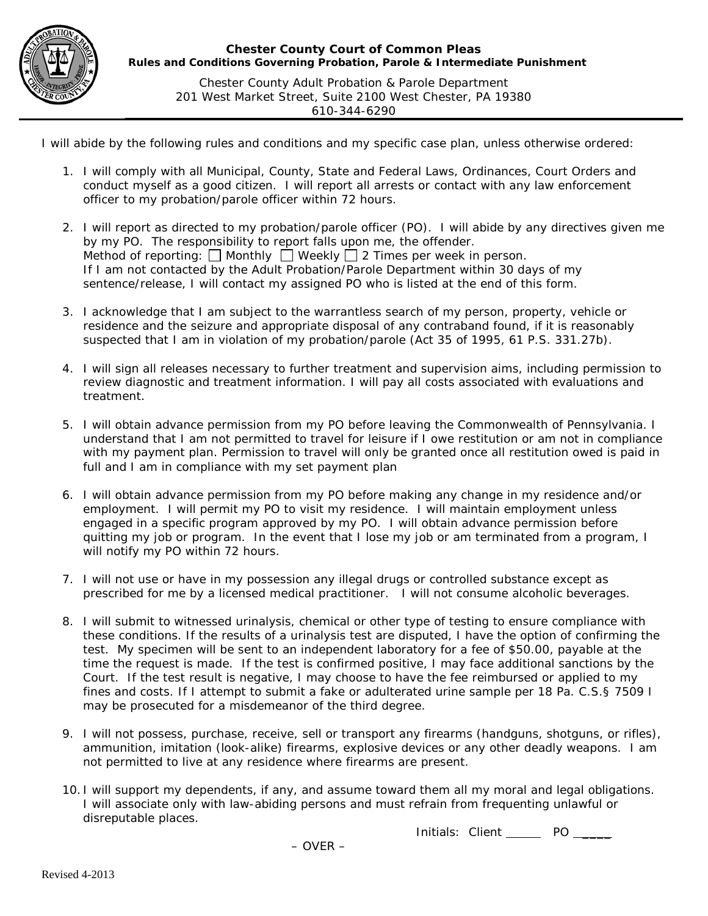**Chester County Court of Common Pleas**
**Rules and Conditions Governing Probation, Parole & Intermediate Punishment**

Chester County Adult Probation & Parole Department
201 West Market Street, Suite 2100 West Chester, PA 19380
610-344-6290

I will abide by the following rules and conditions and my specific case plan, unless otherwise ordered:

1. I will comply with all Municipal, County, State and Federal Laws, Ordinances, Court Orders and conduct myself as a good citizen. I will report all arrests or contact with any law enforcement officer to my probation/parole officer within 72 hours.

2. I will report as directed to my probation/parole officer (PO). I will abide by any directives given me by my PO. The responsibility to report falls upon me, the offender.
   Method of reporting: ☐ Monthly ☐ Weekly ☐ 2 Times per week in person.
   If I am not contacted by the Adult Probation/Parole Department within 30 days of my sentence/release, I will contact my assigned PO who is listed at the end of this form.

3. I acknowledge that I am subject to the warrantless search of my person, property, vehicle or residence and the seizure and appropriate disposal of any contraband found, if it is reasonably suspected that I am in violation of my probation/parole (Act 35 of 1995, 61 P.S. 331.27b).

4. I will sign all releases necessary to further treatment and supervision aims, including permission to review diagnostic and treatment information. I will pay all costs associated with evaluations and treatment.

5. I will obtain advance permission from my PO before leaving the Commonwealth of Pennsylvania. I understand that I am not permitted to travel for leisure if I owe restitution or am not in compliance with my payment plan. Permission to travel will only be granted once all restitution owed is paid in full and I am in compliance with my set payment plan

6. I will obtain advance permission from my PO before making any change in my residence and/or employment. I will permit my PO to visit my residence. I will maintain employment unless engaged in a specific program approved by my PO. I will obtain advance permission before quitting my job or program. In the event that I lose my job or am terminated from a program, I will notify my PO within 72 hours.

7. I will not use or have in my possession any illegal drugs or controlled substance except as prescribed for me by a licensed medical practitioner. I will not consume alcoholic beverages.

8. I will submit to witnessed urinalysis, chemical or other type of testing to ensure compliance with these conditions. If the results of a urinalysis test are disputed, I have the option of confirming the test. My specimen will be sent to an independent laboratory for a fee of $50.00, payable at the time the request is made. If the test is confirmed positive, I may face additional sanctions by the Court. If the test result is negative, I may choose to have the fee reimbursed or applied to my fines and costs. If I attempt to submit a fake or adulterated urine sample per 18 Pa. C.S.§ 7509 I may be prosecuted for a misdemeanor of the third degree.

9. I will not possess, purchase, receive, sell or transport any firearms (handguns, shotguns, or rifles), ammunition, imitation (look-alike) firearms, explosive devices or any other deadly weapons. I am not permitted to live at any residence where firearms are present.

10. I will support my dependents, if any, and assume toward them all my moral and legal obligations. I will associate only with law-abiding persons and must refrain from frequenting unlawful or disreputable places.

Initials: Client _____ PO _____

– OVER –

Revised 4-2013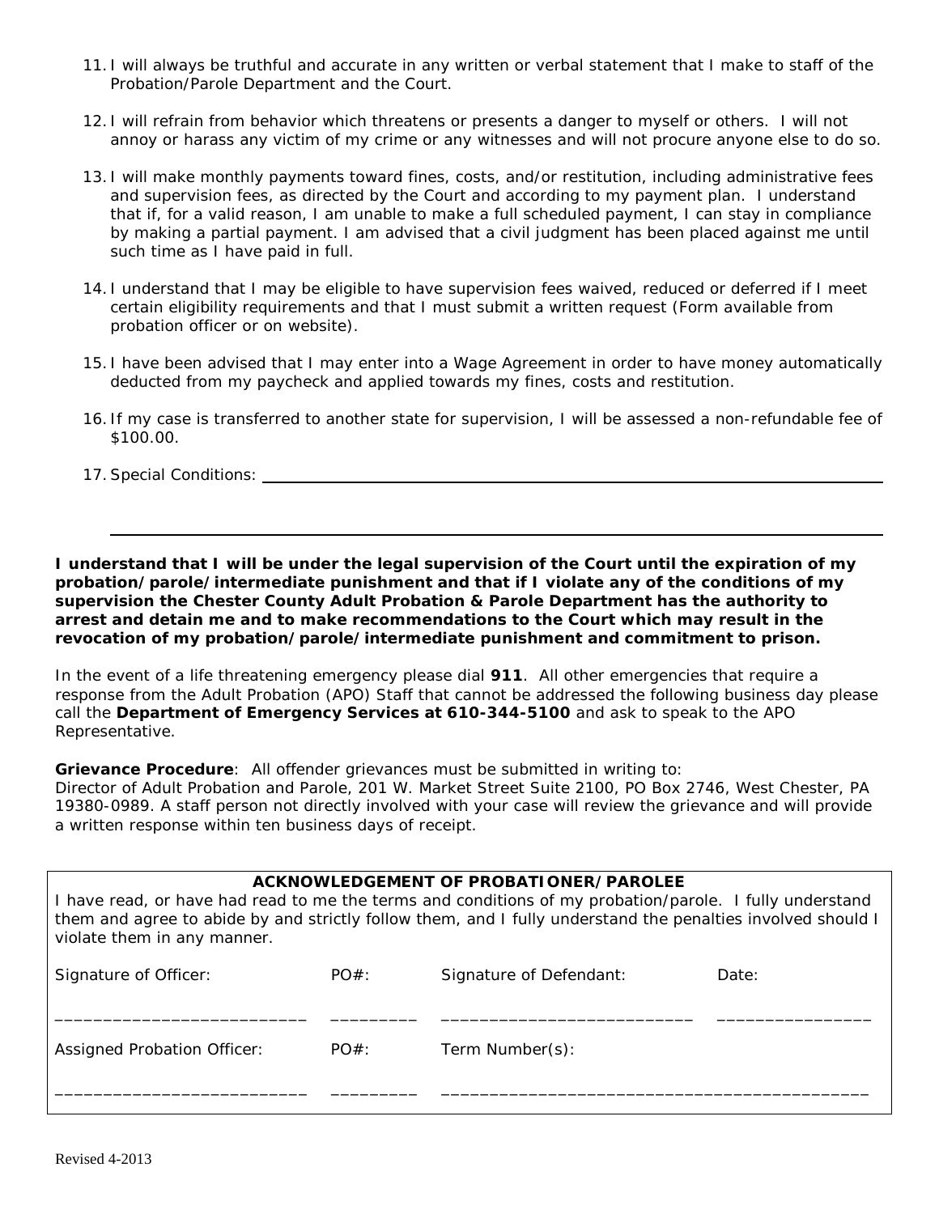11. I will always be truthful and accurate in any written or verbal statement that I make to staff of the Probation/Parole Department and the Court.

12. I will refrain from behavior which threatens or presents a danger to myself or others. I will not annoy or harass any victim of my crime or any witnesses and will not procure anyone else to do so.

13. I will make monthly payments toward fines, costs, and/or restitution, including administrative fees and supervision fees, as directed by the Court and according to my payment plan. I understand that if, for a valid reason, I am unable to make a full scheduled payment, I can stay in compliance by making a partial payment. I am advised that a civil judgment has been placed against me until such time as I have paid in full.

14. I understand that I may be eligible to have supervision fees waived, reduced or deferred if I meet certain eligibility requirements and that I must submit a written request (Form available from probation officer or on website).

15. I have been advised that I may enter into a Wage Agreement in order to have money automatically deducted from my paycheck and applied towards my fines, costs and restitution.

16. If my case is transferred to another state for supervision, I will be assessed a non-refundable fee of $100.00.

17. Special Conditions: ______________________________________________

______________________________________________

**I understand that I will be under the legal supervision of the Court until the expiration of my probation/parole/intermediate punishment and that if I violate any of the conditions of my supervision the Chester County Adult Probation & Parole Department has the authority to arrest and detain me and to make recommendations to the Court which may result in the revocation of my probation/parole/intermediate punishment and commitment to prison.**

In the event of a life threatening emergency please dial **911**. All other emergencies that require a response from the Adult Probation (APO) Staff that cannot be addressed the following business day please call the **Department of Emergency Services at 610-344-5100** and ask to speak to the APO Representative.

**Grievance Procedure**: All offender grievances must be submitted in writing to:
Director of Adult Probation and Parole, 201 W. Market Street Suite 2100, PO Box 2746, West Chester, PA 19380-0989. A staff person not directly involved with your case will review the grievance and will provide a written response within ten business days of receipt.

**ACKNOWLEDGEMENT OF PROBATIONER/PAROLEE**

I have read, or have had read to me the terms and conditions of my probation/parole. I fully understand them and agree to abide by and strictly follow them, and I fully understand the penalties involved should I violate them in any manner.

| Signature of Officer: | PO#: | Signature of Defendant: | Date: |
|---|---|---|---|
| __________________________ | _________ | __________________________ | ________________ |
| Assigned Probation Officer: | PO#: | Term Number(s): | |
| __________________________ | _________ | ____________________________________________ | |

Revised 4-2013